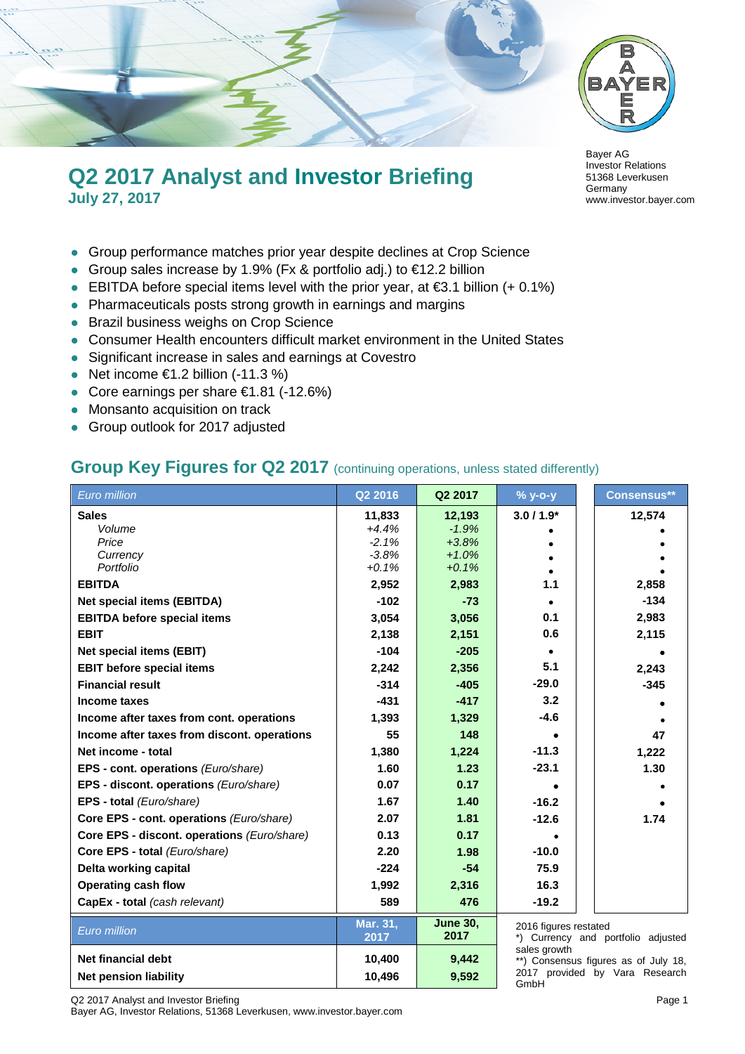Bayer AG
Investor Relations
51368 Leverkusen
Germany
www.investor.bayer.com

# Q2 2017 Analyst and Investor Briefing

**July 27, 2017**

- Group performance matches prior year despite declines at Crop Science
- Group sales increase by 1.9% (Fx & portfolio adj.) to €12.2 billion
- EBITDA before special items level with the prior year, at €3.1 billion (+ 0.1%)
- Pharmaceuticals posts strong growth in earnings and margins
- Brazil business weighs on Crop Science
- Consumer Health encounters difficult market environment in the United States
- Significant increase in sales and earnings at Covestro
- Net income €1.2 billion (-11.3 %)
- Core earnings per share €1.81 (-12.6%)
- Monsanto acquisition on track
- Group outlook for 2017 adjusted

## Group Key Figures for Q2 2017 (continuing operations, unless stated differently)

| *Euro million* | Q2 2016 | Q2 2017 | % y-o-y | Consensus** |
|---|---|---|---|---|
| **Sales** | 11,833 | 12,193 | 3.0 / 1.9* | 12,574 |
| *Volume* | *+4.4%* | *-1.9%* | • | • |
| *Price* | *-2.1%* | *+3.8%* | • | • |
| *Currency* | *-3.8%* | *+1.0%* | • | • |
| *Portfolio* | *+0.1%* | *+0.1%* | • | • |
| **EBITDA** | 2,952 | 2,983 | 1.1 | 2,858 |
| **Net special items (EBITDA)** | -102 | -73 | • | -134 |
| **EBITDA before special items** | 3,054 | 3,056 | 0.1 | 2,983 |
| **EBIT** | 2,138 | 2,151 | 0.6 | 2,115 |
| **Net special items (EBIT)** | -104 | -205 | • | • |
| **EBIT before special items** | 2,242 | 2,356 | 5.1 | 2,243 |
| **Financial result** | -314 | -405 | -29.0 | -345 |
| **Income taxes** | -431 | -417 | 3.2 | • |
| **Income after taxes from cont. operations** | 1,393 | 1,329 | -4.6 | • |
| **Income after taxes from discont. operations** | 55 | 148 | • | 47 |
| **Net income - total** | 1,380 | 1,224 | -11.3 | 1,222 |
| **EPS - cont. operations** *(Euro/share)* | 1.60 | 1.23 | -23.1 | 1.30 |
| **EPS - discont. operations** *(Euro/share)* | 0.07 | 0.17 | • | • |
| **EPS - total** *(Euro/share)* | 1.67 | 1.40 | -16.2 | • |
| **Core EPS - cont. operations** *(Euro/share)* | 2.07 | 1.81 | -12.6 | 1.74 |
| **Core EPS - discont. operations** *(Euro/share)* | 0.13 | 0.17 | • | |
| **Core EPS - total** *(Euro/share)* | 2.20 | 1.98 | -10.0 | |
| **Delta working capital** | -224 | -54 | 75.9 | |
| **Operating cash flow** | 1,992 | 2,316 | 16.3 | |
| **CapEx - total** *(cash relevant)* | 589 | 476 | -19.2 | |

| *Euro million* | Mar. 31, 2017 | June 30, 2017 |
|---|---|---|
| **Net financial debt** | 10,400 | 9,442 |
| **Net pension liability** | 10,496 | 9,592 |

2016 figures restated
*) Currency and portfolio adjusted sales growth
**) Consensus figures as of July 18, 2017 provided by Vara Research GmbH

Q2 2017 Analyst and Investor Briefing
Bayer AG, Investor Relations, 51368 Leverkusen, www.investor.bayer.com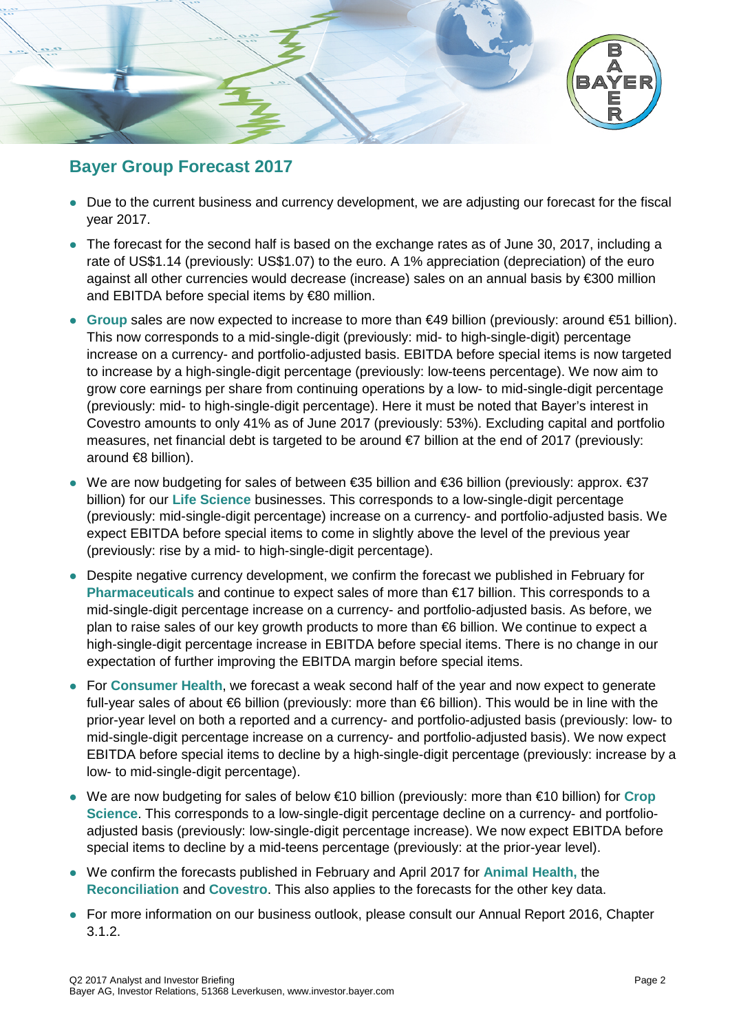## Bayer Group Forecast 2017

- Due to the current business and currency development, we are adjusting our forecast for the fiscal year 2017.
- The forecast for the second half is based on the exchange rates as of June 30, 2017, including a rate of US$1.14 (previously: US$1.07) to the euro. A 1% appreciation (depreciation) of the euro against all other currencies would decrease (increase) sales on an annual basis by €300 million and EBITDA before special items by €80 million.
- **Group** sales are now expected to increase to more than €49 billion (previously: around €51 billion). This now corresponds to a mid-single-digit (previously: mid- to high-single-digit) percentage increase on a currency- and portfolio-adjusted basis. EBITDA before special items is now targeted to increase by a high-single-digit percentage (previously: low-teens percentage). We now aim to grow core earnings per share from continuing operations by a low- to mid-single-digit percentage (previously: mid- to high-single-digit percentage). Here it must be noted that Bayer's interest in Covestro amounts to only 41% as of June 2017 (previously: 53%). Excluding capital and portfolio measures, net financial debt is targeted to be around €7 billion at the end of 2017 (previously: around €8 billion).
- We are now budgeting for sales of between €35 billion and €36 billion (previously: approx. €37 billion) for our **Life Science** businesses. This corresponds to a low-single-digit percentage (previously: mid-single-digit percentage) increase on a currency- and portfolio-adjusted basis. We expect EBITDA before special items to come in slightly above the level of the previous year (previously: rise by a mid- to high-single-digit percentage).
- Despite negative currency development, we confirm the forecast we published in February for **Pharmaceuticals** and continue to expect sales of more than €17 billion. This corresponds to a mid-single-digit percentage increase on a currency- and portfolio-adjusted basis. As before, we plan to raise sales of our key growth products to more than €6 billion. We continue to expect a high-single-digit percentage increase in EBITDA before special items. There is no change in our expectation of further improving the EBITDA margin before special items.
- For **Consumer Health**, we forecast a weak second half of the year and now expect to generate full-year sales of about €6 billion (previously: more than €6 billion). This would be in line with the prior-year level on both a reported and a currency- and portfolio-adjusted basis (previously: low- to mid-single-digit percentage increase on a currency- and portfolio-adjusted basis). We now expect EBITDA before special items to decline by a high-single-digit percentage (previously: increase by a low- to mid-single-digit percentage).
- We are now budgeting for sales of below €10 billion (previously: more than €10 billion) for **Crop Science**. This corresponds to a low-single-digit percentage decline on a currency- and portfolio-adjusted basis (previously: low-single-digit percentage increase). We now expect EBITDA before special items to decline by a mid-teens percentage (previously: at the prior-year level).
- We confirm the forecasts published in February and April 2017 for **Animal Health,** the **Reconciliation** and **Covestro**. This also applies to the forecasts for the other key data.
- For more information on our business outlook, please consult our Annual Report 2016, Chapter 3.1.2.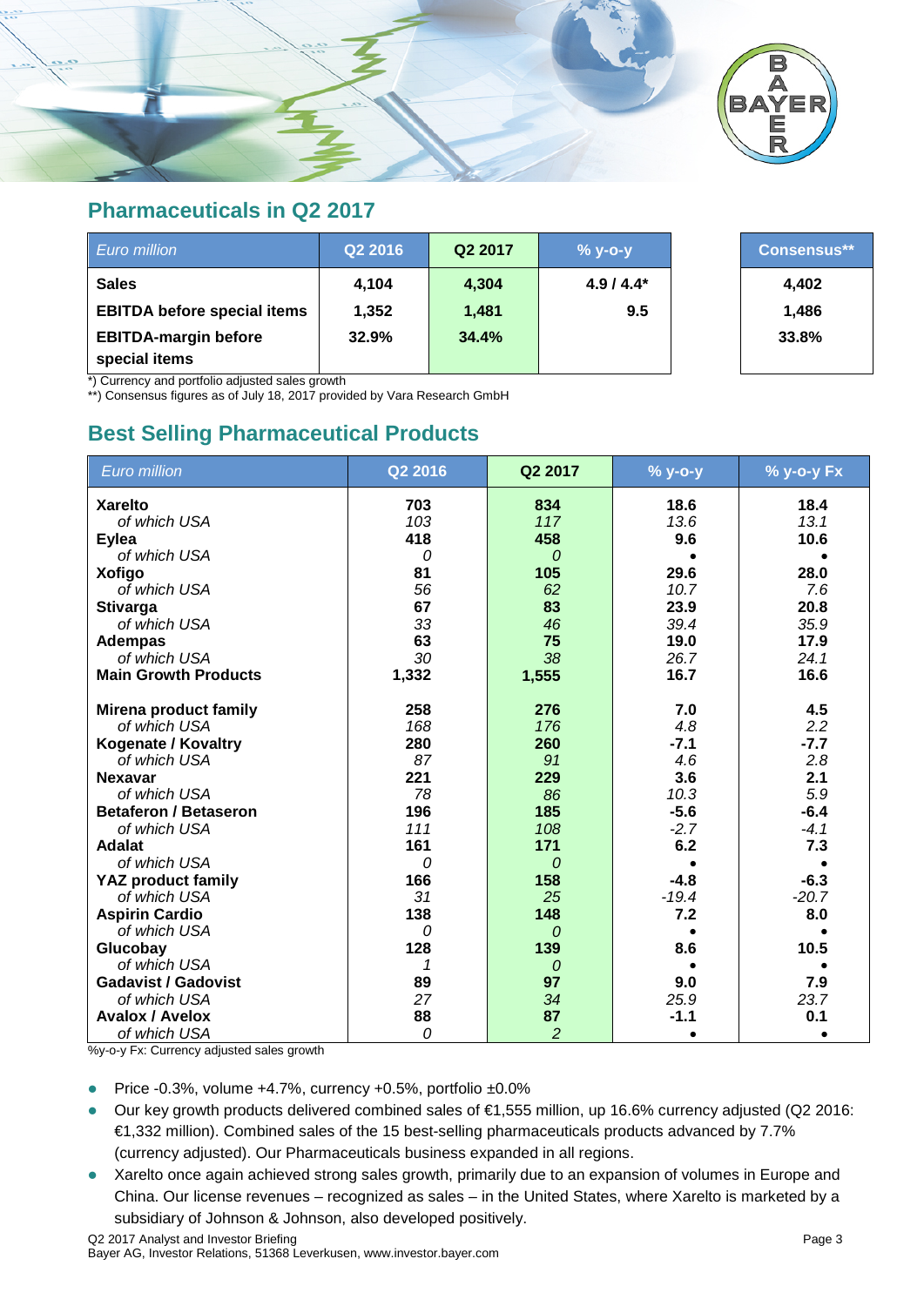## Pharmaceuticals in Q2 2017

| Euro million | Q2 2016 | Q2 2017 | % y-o-y | Consensus** |
|---|---|---|---|---|
| **Sales** | **4,104** | **4,304** | **4.9 / 4.4*** | **4,402** |
| **EBITDA before special items** | **1,352** | **1,481** | **9.5** | **1,486** |
| **EBITDA-margin before special items** | **32.9%** | **34.4%** | | **33.8%** |

*) Currency and portfolio adjusted sales growth
**) Consensus figures as of July 18, 2017 provided by Vara Research GmbH

## Best Selling Pharmaceutical Products

| Euro million | Q2 2016 | Q2 2017 | % y-o-y | % y-o-y Fx |
|---|---|---|---|---|
| **Xarelto** | **703** | **834** | **18.6** | **18.4** |
| *of which USA* | *103* | *117* | *13.6* | *13.1* |
| **Eylea** | **418** | **458** | **9.6** | **10.6** |
| *of which USA* | *0* | *0* | • | • |
| **Xofigo** | **81** | **105** | **29.6** | **28.0** |
| *of which USA* | *56* | *62* | *10.7* | *7.6* |
| **Stivarga** | **67** | **83** | **23.9** | **20.8** |
| *of which USA* | *33* | *46* | *39.4* | *35.9* |
| **Adempas** | **63** | **75** | **19.0** | **17.9** |
| *of which USA* | *30* | *38* | *26.7* | *24.1* |
| **Main Growth Products** | **1,332** | **1,555** | **16.7** | **16.6** |
| **Mirena product family** | **258** | **276** | **7.0** | **4.5** |
| *of which USA* | *168* | *176* | *4.8* | *2.2* |
| **Kogenate / Kovaltry** | **280** | **260** | **-7.1** | **-7.7** |
| *of which USA* | *87* | *91* | *4.6* | *2.8* |
| **Nexavar** | **221** | **229** | **3.6** | **2.1** |
| *of which USA* | *78* | *86* | *10.3* | *5.9* |
| **Betaferon / Betaseron** | **196** | **185** | **-5.6** | **-6.4** |
| *of which USA* | *111* | *108* | *-2.7* | *-4.1* |
| **Adalat** | **161** | **171** | **6.2** | **7.3** |
| *of which USA* | *0* | *0* | • | • |
| **YAZ product family** | **166** | **158** | **-4.8** | **-6.3** |
| *of which USA* | *31* | *25* | *-19.4* | *-20.7* |
| **Aspirin Cardio** | **138** | **148** | **7.2** | **8.0** |
| *of which USA* | *0* | *0* | • | • |
| **Glucobay** | **128** | **139** | **8.6** | **10.5** |
| *of which USA* | *1* | *0* | • | • |
| **Gadavist / Gadovist** | **89** | **97** | **9.0** | **7.9** |
| *of which USA* | *27* | *34* | *25.9* | *23.7* |
| **Avalox / Avelox** | **88** | **87** | **-1.1** | **0.1** |
| *of which USA* | *0* | *2* | • | • |

%y-o-y Fx: Currency adjusted sales growth

- Price -0.3%, volume +4.7%, currency +0.5%, portfolio ±0.0%
- Our key growth products delivered combined sales of €1,555 million, up 16.6% currency adjusted (Q2 2016: €1,332 million). Combined sales of the 15 best-selling pharmaceuticals products advanced by 7.7% (currency adjusted). Our Pharmaceuticals business expanded in all regions.
- Xarelto once again achieved strong sales growth, primarily due to an expansion of volumes in Europe and China. Our license revenues – recognized as sales – in the United States, where Xarelto is marketed by a subsidiary of Johnson & Johnson, also developed positively.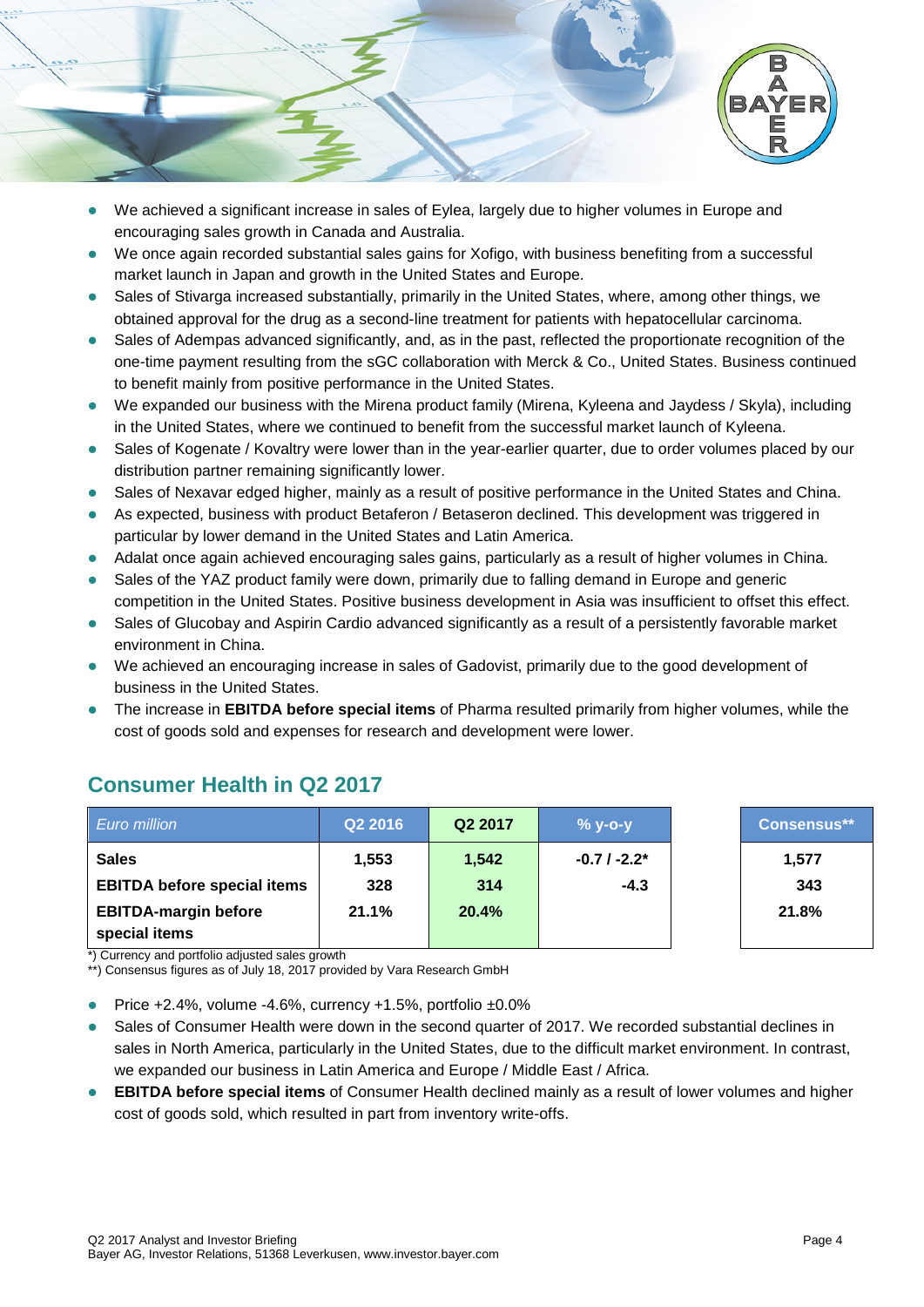- We achieved a significant increase in sales of Eylea, largely due to higher volumes in Europe and encouraging sales growth in Canada and Australia.
- We once again recorded substantial sales gains for Xofigo, with business benefiting from a successful market launch in Japan and growth in the United States and Europe.
- Sales of Stivarga increased substantially, primarily in the United States, where, among other things, we obtained approval for the drug as a second-line treatment for patients with hepatocellular carcinoma.
- Sales of Adempas advanced significantly, and, as in the past, reflected the proportionate recognition of the one-time payment resulting from the sGC collaboration with Merck & Co., United States. Business continued to benefit mainly from positive performance in the United States.
- We expanded our business with the Mirena product family (Mirena, Kyleena and Jaydess / Skyla), including in the United States, where we continued to benefit from the successful market launch of Kyleena.
- Sales of Kogenate / Kovaltry were lower than in the year-earlier quarter, due to order volumes placed by our distribution partner remaining significantly lower.
- Sales of Nexavar edged higher, mainly as a result of positive performance in the United States and China.
- As expected, business with product Betaferon / Betaseron declined. This development was triggered in particular by lower demand in the United States and Latin America.
- Adalat once again achieved encouraging sales gains, particularly as a result of higher volumes in China.
- Sales of the YAZ product family were down, primarily due to falling demand in Europe and generic competition in the United States. Positive business development in Asia was insufficient to offset this effect.
- Sales of Glucobay and Aspirin Cardio advanced significantly as a result of a persistently favorable market environment in China.
- We achieved an encouraging increase in sales of Gadovist, primarily due to the good development of business in the United States.
- The increase in **EBITDA before special items** of Pharma resulted primarily from higher volumes, while the cost of goods sold and expenses for research and development were lower.

## Consumer Health in Q2 2017

| *Euro million* | Q2 2016 | Q2 2017 | % y-o-y | Consensus** |
|---|---|---|---|---|
| **Sales** | **1,553** | **1,542** | **-0.7 / -2.2*** | **1,577** |
| **EBITDA before special items** | **328** | **314** | **-4.3** | **343** |
| **EBITDA-margin before special items** | **21.1%** | **20.4%** | | **21.8%** |

*) Currency and portfolio adjusted sales growth
**) Consensus figures as of July 18, 2017 provided by Vara Research GmbH

- Price +2.4%, volume -4.6%, currency +1.5%, portfolio ±0.0%
- Sales of Consumer Health were down in the second quarter of 2017. We recorded substantial declines in sales in North America, particularly in the United States, due to the difficult market environment. In contrast, we expanded our business in Latin America and Europe / Middle East / Africa.
- **EBITDA before special items** of Consumer Health declined mainly as a result of lower volumes and higher cost of goods sold, which resulted in part from inventory write-offs.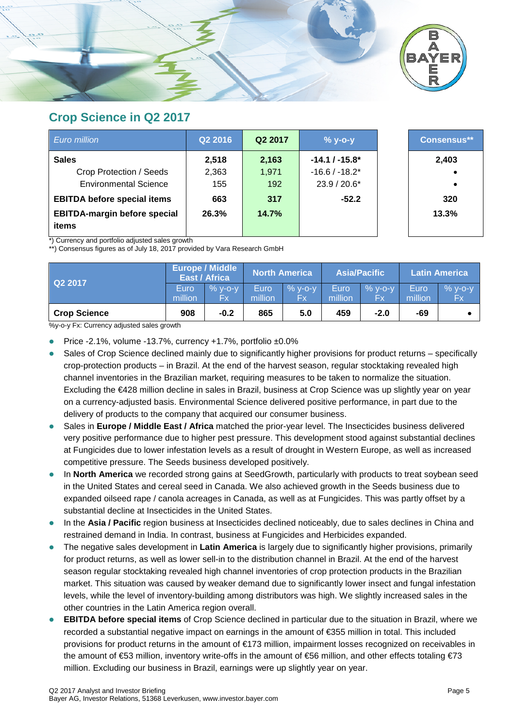## Crop Science in Q2 2017

| *Euro million* | Q2 2016 | Q2 2017 | % y-o-y | Consensus** |
|---|---|---|---|---|
| **Sales** | **2,518** | **2,163** | **-14.1 / -15.8*** | **2,403** |
| Crop Protection / Seeds | 2,363 | 1,971 | -16.6 / -18.2* | • |
| Environmental Science | 155 | 192 | 23.9 / 20.6* | • |
| **EBITDA before special items** | **663** | **317** | **-52.2** | **320** |
| **EBITDA-margin before special items** | **26.3%** | **14.7%** | | **13.3%** |

*) Currency and portfolio adjusted sales growth
**) Consensus figures as of July 18, 2017 provided by Vara Research GmbH

| Q2 2017 | Europe / Middle East / Africa | | North America | | Asia/Pacific | | Latin America | |
|---|---|---|---|---|---|---|---|---|
| | Euro million | % y-o-y Fx | Euro million | % y-o-y Fx | Euro million | % y-o-y Fx | Euro million | % y-o-y Fx |
| **Crop Science** | **908** | **-0.2** | **865** | **5.0** | **459** | **-2.0** | **-69** | • |

%y-o-y Fx: Currency adjusted sales growth

- Price -2.1%, volume -13.7%, currency +1.7%, portfolio ±0.0%
- Sales of Crop Science declined mainly due to significantly higher provisions for product returns – specifically crop-protection products – in Brazil. At the end of the harvest season, regular stocktaking revealed high channel inventories in the Brazilian market, requiring measures to be taken to normalize the situation. Excluding the €428 million decline in sales in Brazil, business at Crop Science was up slightly year on year on a currency-adjusted basis. Environmental Science delivered positive performance, in part due to the delivery of products to the company that acquired our consumer business.
- Sales in **Europe / Middle East / Africa** matched the prior-year level. The Insecticides business delivered very positive performance due to higher pest pressure. This development stood against substantial declines at Fungicides due to lower infestation levels as a result of drought in Western Europe, as well as increased competitive pressure. The Seeds business developed positively.
- In **North America** we recorded strong gains at SeedGrowth, particularly with products to treat soybean seed in the United States and cereal seed in Canada. We also achieved growth in the Seeds business due to expanded oilseed rape / canola acreages in Canada, as well as at Fungicides. This was partly offset by a substantial decline at Insecticides in the United States.
- In the **Asia / Pacific** region business at Insecticides declined noticeably, due to sales declines in China and restrained demand in India. In contrast, business at Fungicides and Herbicides expanded.
- The negative sales development in **Latin America** is largely due to significantly higher provisions, primarily for product returns, as well as lower sell-in to the distribution channel in Brazil. At the end of the harvest season regular stocktaking revealed high channel inventories of crop protection products in the Brazilian market. This situation was caused by weaker demand due to significantly lower insect and fungal infestation levels, while the level of inventory-building among distributors was high. We slightly increased sales in the other countries in the Latin America region overall.
- **EBITDA before special items** of Crop Science declined in particular due to the situation in Brazil, where we recorded a substantial negative impact on earnings in the amount of €355 million in total. This included provisions for product returns in the amount of €173 million, impairment losses recognized on receivables in the amount of €53 million, inventory write-offs in the amount of €56 million, and other effects totaling €73 million. Excluding our business in Brazil, earnings were up slightly year on year.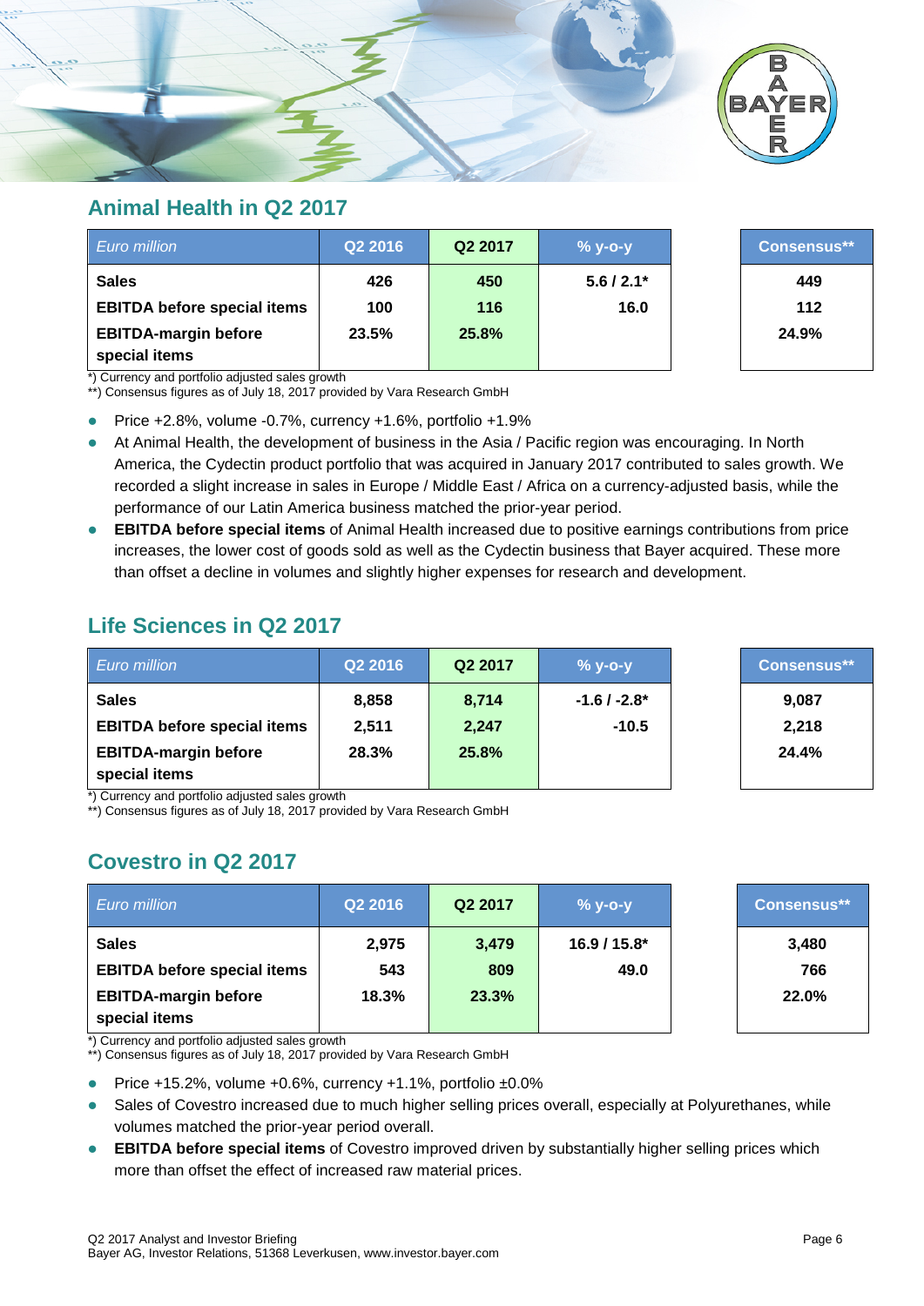## Animal Health in Q2 2017

| *Euro million* | Q2 2016 | Q2 2017 | % y-o-y | Consensus** |
|---|---|---|---|---|
| **Sales** | 426 | 450 | 5.6 / 2.1* | 449 |
| **EBITDA before special items** | 100 | 116 | 16.0 | 112 |
| **EBITDA-margin before special items** | 23.5% | 25.8% | | 24.9% |

*) Currency and portfolio adjusted sales growth
**) Consensus figures as of July 18, 2017 provided by Vara Research GmbH

- Price +2.8%, volume -0.7%, currency +1.6%, portfolio +1.9%
- At Animal Health, the development of business in the Asia / Pacific region was encouraging. In North America, the Cydectin product portfolio that was acquired in January 2017 contributed to sales growth. We recorded a slight increase in sales in Europe / Middle East / Africa on a currency-adjusted basis, while the performance of our Latin America business matched the prior-year period.
- **EBITDA before special items** of Animal Health increased due to positive earnings contributions from price increases, the lower cost of goods sold as well as the Cydectin business that Bayer acquired. These more than offset a decline in volumes and slightly higher expenses for research and development.

## Life Sciences in Q2 2017

| *Euro million* | Q2 2016 | Q2 2017 | % y-o-y | Consensus** |
|---|---|---|---|---|
| **Sales** | 8,858 | 8,714 | -1.6 / -2.8* | 9,087 |
| **EBITDA before special items** | 2,511 | 2,247 | -10.5 | 2,218 |
| **EBITDA-margin before special items** | 28.3% | 25.8% | | 24.4% |

*) Currency and portfolio adjusted sales growth
**) Consensus figures as of July 18, 2017 provided by Vara Research GmbH

## Covestro in Q2 2017

| *Euro million* | Q2 2016 | Q2 2017 | % y-o-y | Consensus** |
|---|---|---|---|---|
| **Sales** | 2,975 | 3,479 | 16.9 / 15.8* | 3,480 |
| **EBITDA before special items** | 543 | 809 | 49.0 | 766 |
| **EBITDA-margin before special items** | 18.3% | 23.3% | | 22.0% |

*) Currency and portfolio adjusted sales growth
**) Consensus figures as of July 18, 2017 provided by Vara Research GmbH

- Price +15.2%, volume +0.6%, currency +1.1%, portfolio ±0.0%
- Sales of Covestro increased due to much higher selling prices overall, especially at Polyurethanes, while volumes matched the prior-year period overall.
- **EBITDA before special items** of Covestro improved driven by substantially higher selling prices which more than offset the effect of increased raw material prices.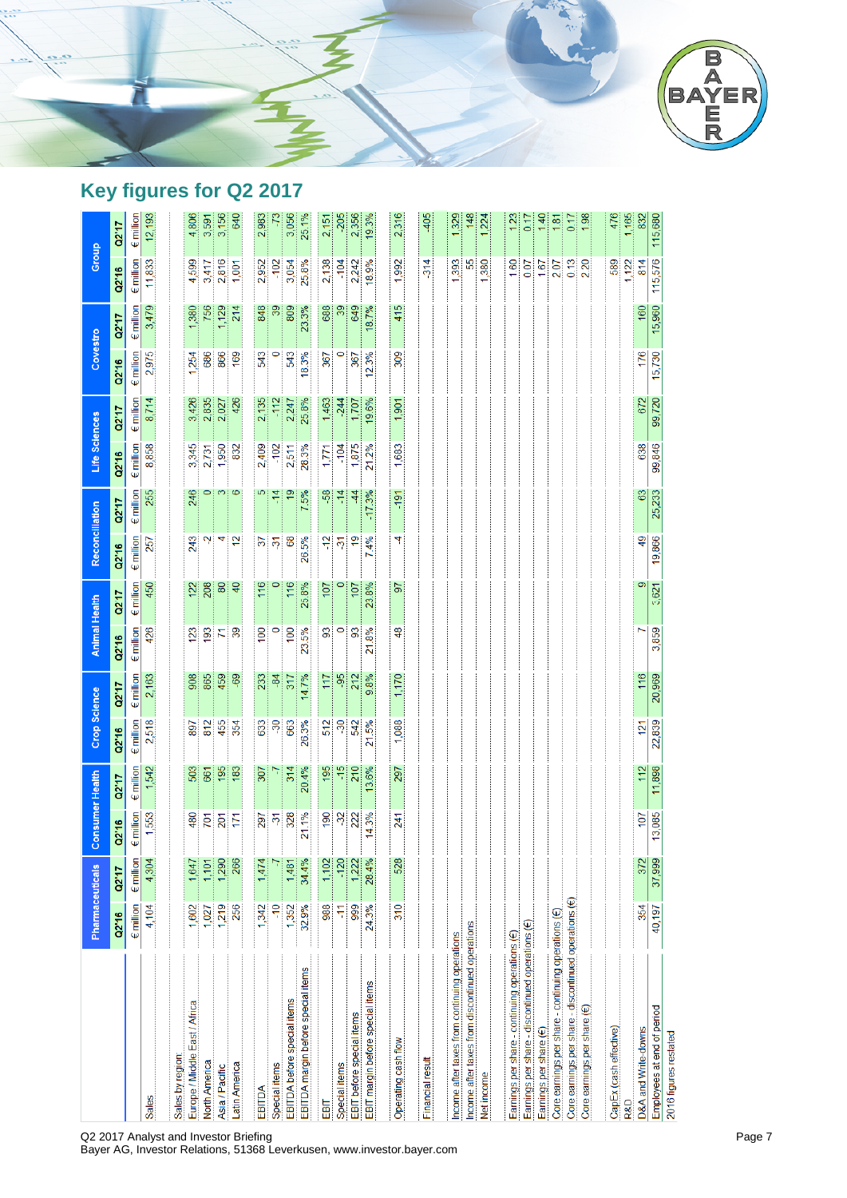# Key figures for Q2 2017

| | Pharmaceuticals | | Consumer Health | | Crop Science | | Animal Health | | Reconciliation | | Life Sciences | | Covestro | | Group | |
|---|---|---|---|---|---|---|---|---|---|---|---|---|---|---|---|---|
| | Q2'16 | Q2'17 | Q2'16 | Q2'17 | Q2'16 | Q2'17 | Q2'16 | Q2'17 | Q2'16 | Q2'17 | Q2'16 | Q2'17 | Q2'16 | Q2'17 | Q2'16 | Q2'17 |
| | € million | € million | € million | € million | € million | € million | € million | € million | € million | € million | € million | € million | € million | € million | € million | € million |
| Sales | 4,104 | 4,304 | 1,553 | 1,542 | 2,518 | 2,163 | 426 | 450 | 257 | 255 | 8,858 | 8,714 | 2,975 | 3,479 | 11,833 | 12,193 |
| Sales by region | | | | | | | | | | | | | | | | |
| Europe / Middle East / Africa | 1,602 | 1,647 | 480 | 503 | 897 | 908 | 123 | 122 | 243 | 246 | 3,345 | 3,426 | 1,254 | 1,380 | 4,599 | 4,806 |
| North America | 1,027 | 1,101 | 701 | 661 | 812 | 865 | 193 | 208 | -2 | 0 | 2,731 | 2,835 | 686 | 756 | 3,417 | 3,591 |
| Asia / Pacific | 1,219 | 1,290 | 201 | 195 | 455 | 459 | 71 | 80 | 4 | 3 | 1,950 | 2,027 | 866 | 1,129 | 2,816 | 3,156 |
| Latin America | 256 | 266 | 171 | 183 | 354 | -69 | 39 | 40 | 12 | 6 | 832 | 426 | 169 | 214 | 1,001 | 640 |
| EBITDA | 1,342 | 1,474 | 297 | 307 | 633 | 233 | 100 | 116 | 37 | 5 | 2,409 | 2,135 | 543 | 848 | 2,952 | 2,983 |
| Special items | -10 | -7 | -31 | -7 | -30 | -84 | 0 | 0 | -31 | -14 | -102 | -112 | 0 | 39 | -102 | -73 |
| EBITDA before special items | 1,352 | 1,481 | 328 | 314 | 663 | 317 | 100 | 116 | 68 | 19 | 2,511 | 2,247 | 543 | 809 | 3,054 | 3,056 |
| EBITDA margin before special items | 32.9% | 34.4% | 21.1% | 20.4% | 26.3% | 14.7% | 23.5% | 25.8% | 26.5% | 7.5% | 28.3% | 25.8% | 18.3% | 23.3% | 25.8% | 25.1% |
| EBIT | 988 | 1,102 | 190 | 195 | 512 | 117 | 93 | 107 | -12 | -58 | 1,771 | 1,463 | 367 | 688 | 2,138 | 2,151 |
| Special items | -11 | -120 | -32 | -15 | -30 | -95 | 0 | 0 | -31 | -14 | -104 | -244 | 0 | 39 | -104 | -205 |
| EBIT before special items | 999 | 1,222 | 222 | 210 | 542 | 212 | 93 | 107 | 19 | -44 | 1,875 | 1,707 | 367 | 649 | 2,242 | 2,356 |
| EBIT margin before special items | 24.3% | 28.4% | 14.3% | 13.6% | 21.5% | 9.8% | 21.8% | 23.8% | 7.4% | -17.3% | 21.2% | 19.6% | 12.3% | 18.7% | 18.9% | 19.3% |
| Operating cash flow | 310 | 528 | 241 | 297 | 1,088 | 1,170 | 48 | 97 | -4 | -191 | 1,683 | 1,901 | 309 | 415 | 1,992 | 2,316 |
| Financial result | | | | | | | | | | | | | | | -314 | -405 |
| Income after taxes from continuing operations | | | | | | | | | | | | | | | 1,393 | 1,329 |
| Income after taxes from discontinued operations | | | | | | | | | | | | | | | 55 | 148 |
| Net income | | | | | | | | | | | | | | | 1,380 | 1,224 |
| Earnings per share - continuing operations (€) | | | | | | | | | | | | | | | 1.60 | 1.23 |
| Earnings per share - discontinued operations (€) | | | | | | | | | | | | | | | 0.07 | 0.17 |
| Earnings per share (€) | | | | | | | | | | | | | | | 1.67 | 1.40 |
| Core earnings per share - continuing operations (€) | | | | | | | | | | | | | | | 2.07 | 1.81 |
| Core earnings per share - discontinued operations (€) | | | | | | | | | | | | | | | 0.13 | 0.17 |
| Core earnings per share (€) | | | | | | | | | | | | | | | 2.20 | 1.98 |
| CapEx (cash effective) | | | | | | | | | | | | | | | 589 | 476 |
| R&D | | | | | | | | | | | | | | | 1,122 | 1,165 |
| D&A and Write-downs | 354 | 372 | 107 | 112 | 121 | 116 | 7 | 9 | 49 | 63 | 638 | 672 | 176 | 160 | 814 | 832 |
| Employees at end of period | 40,197 | 37,999 | 13,085 | 11,898 | 22,839 | 20,969 | 3,859 | 3,621 | 19,866 | 25,233 | 99,846 | 99,720 | 15,730 | 15,960 | 115,576 | 115,680 |

2016 figures restated

Q2 2017 Analyst and Investor Briefing
Bayer AG, Investor Relations, 51368 Leverkusen, www.investor.bayer.com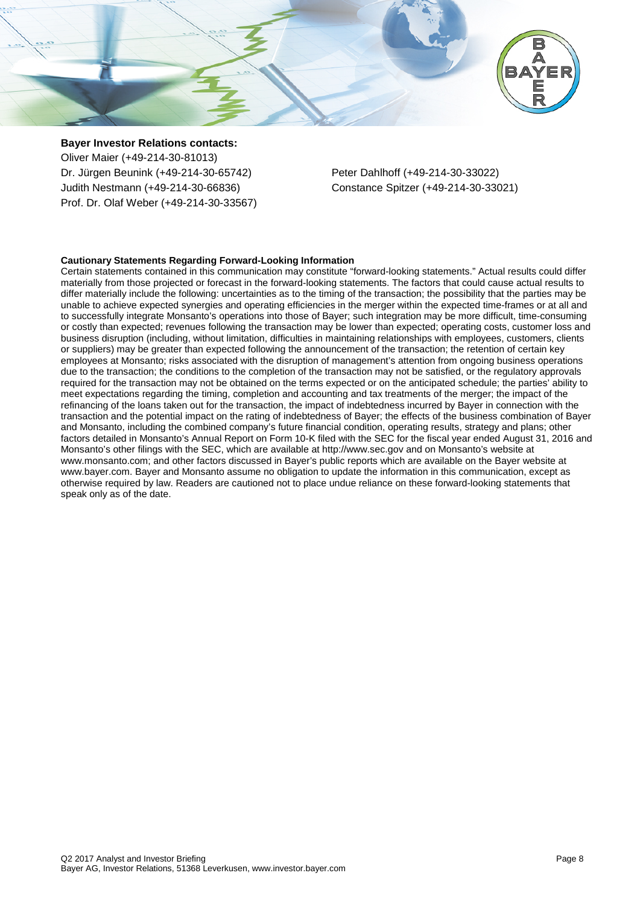**Bayer Investor Relations contacts:**

Oliver Maier (+49-214-30-81013)
Dr. Jürgen Beunink (+49-214-30-65742)
Judith Nestmann (+49-214-30-66836)
Prof. Dr. Olaf Weber (+49-214-30-33567)
Peter Dahlhoff (+49-214-30-33022)
Constance Spitzer (+49-214-30-33021)

**Cautionary Statements Regarding Forward-Looking Information**

Certain statements contained in this communication may constitute "forward-looking statements." Actual results could differ materially from those projected or forecast in the forward-looking statements. The factors that could cause actual results to differ materially include the following: uncertainties as to the timing of the transaction; the possibility that the parties may be unable to achieve expected synergies and operating efficiencies in the merger within the expected time-frames or at all and to successfully integrate Monsanto's operations into those of Bayer; such integration may be more difficult, time-consuming or costly than expected; revenues following the transaction may be lower than expected; operating costs, customer loss and business disruption (including, without limitation, difficulties in maintaining relationships with employees, customers, clients or suppliers) may be greater than expected following the announcement of the transaction; the retention of certain key employees at Monsanto; risks associated with the disruption of management's attention from ongoing business operations due to the transaction; the conditions to the completion of the transaction may not be satisfied, or the regulatory approvals required for the transaction may not be obtained on the terms expected or on the anticipated schedule; the parties' ability to meet expectations regarding the timing, completion and accounting and tax treatments of the merger; the impact of the refinancing of the loans taken out for the transaction, the impact of indebtedness incurred by Bayer in connection with the transaction and the potential impact on the rating of indebtedness of Bayer; the effects of the business combination of Bayer and Monsanto, including the combined company's future financial condition, operating results, strategy and plans; other factors detailed in Monsanto's Annual Report on Form 10-K filed with the SEC for the fiscal year ended August 31, 2016 and Monsanto's other filings with the SEC, which are available at http://www.sec.gov and on Monsanto's website at www.monsanto.com; and other factors discussed in Bayer's public reports which are available on the Bayer website at www.bayer.com. Bayer and Monsanto assume no obligation to update the information in this communication, except as otherwise required by law. Readers are cautioned not to place undue reliance on these forward-looking statements that speak only as of the date.